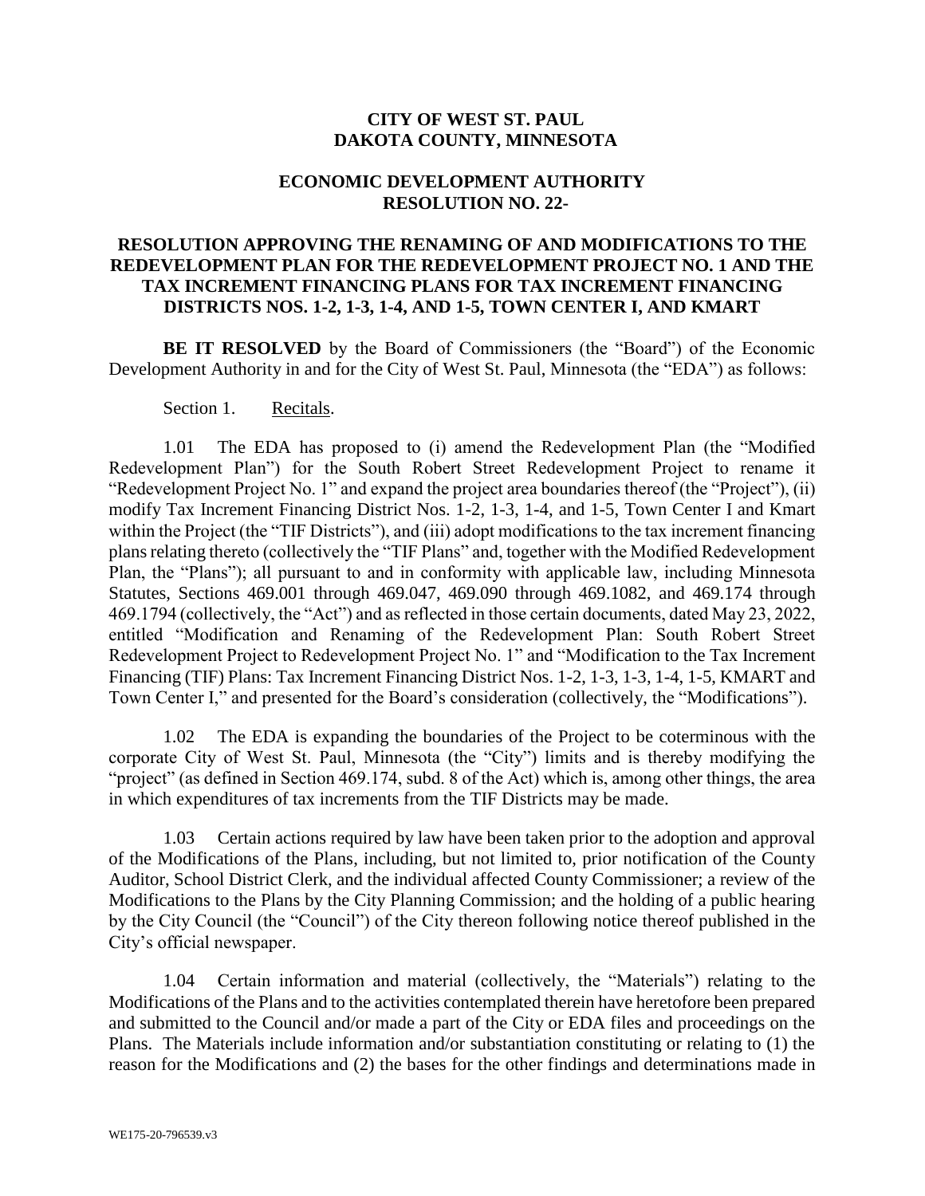**CITY OF WEST ST. PAUL**
**DAKOTA COUNTY, MINNESOTA**

**ECONOMIC DEVELOPMENT AUTHORITY**
**RESOLUTION NO. 22-**

**RESOLUTION APPROVING THE RENAMING OF AND MODIFICATIONS TO THE REDEVELOPMENT PLAN FOR THE REDEVELOPMENT PROJECT NO. 1 AND THE TAX INCREMENT FINANCING PLANS FOR TAX INCREMENT FINANCING DISTRICTS NOS. 1-2, 1-3, 1-4, AND 1-5, TOWN CENTER I, AND KMART**

**BE IT RESOLVED** by the Board of Commissioners (the "Board") of the Economic Development Authority in and for the City of West St. Paul, Minnesota (the "EDA") as follows:

Section 1. Recitals.

1.01 The EDA has proposed to (i) amend the Redevelopment Plan (the "Modified Redevelopment Plan") for the South Robert Street Redevelopment Project to rename it "Redevelopment Project No. 1" and expand the project area boundaries thereof (the "Project"), (ii) modify Tax Increment Financing District Nos. 1-2, 1-3, 1-4, and 1-5, Town Center I and Kmart within the Project (the "TIF Districts"), and (iii) adopt modifications to the tax increment financing plans relating thereto (collectively the "TIF Plans" and, together with the Modified Redevelopment Plan, the "Plans"); all pursuant to and in conformity with applicable law, including Minnesota Statutes, Sections 469.001 through 469.047, 469.090 through 469.1082, and 469.174 through 469.1794 (collectively, the "Act") and as reflected in those certain documents, dated May 23, 2022, entitled "Modification and Renaming of the Redevelopment Plan: South Robert Street Redevelopment Project to Redevelopment Project No. 1" and "Modification to the Tax Increment Financing (TIF) Plans: Tax Increment Financing District Nos. 1-2, 1-3, 1-3, 1-4, 1-5, KMART and Town Center I," and presented for the Board's consideration (collectively, the "Modifications").

1.02 The EDA is expanding the boundaries of the Project to be coterminous with the corporate City of West St. Paul, Minnesota (the "City") limits and is thereby modifying the "project" (as defined in Section 469.174, subd. 8 of the Act) which is, among other things, the area in which expenditures of tax increments from the TIF Districts may be made.

1.03 Certain actions required by law have been taken prior to the adoption and approval of the Modifications of the Plans, including, but not limited to, prior notification of the County Auditor, School District Clerk, and the individual affected County Commissioner; a review of the Modifications to the Plans by the City Planning Commission; and the holding of a public hearing by the City Council (the "Council") of the City thereon following notice thereof published in the City's official newspaper.

1.04 Certain information and material (collectively, the "Materials") relating to the Modifications of the Plans and to the activities contemplated therein have heretofore been prepared and submitted to the Council and/or made a part of the City or EDA files and proceedings on the Plans. The Materials include information and/or substantiation constituting or relating to (1) the reason for the Modifications and (2) the bases for the other findings and determinations made in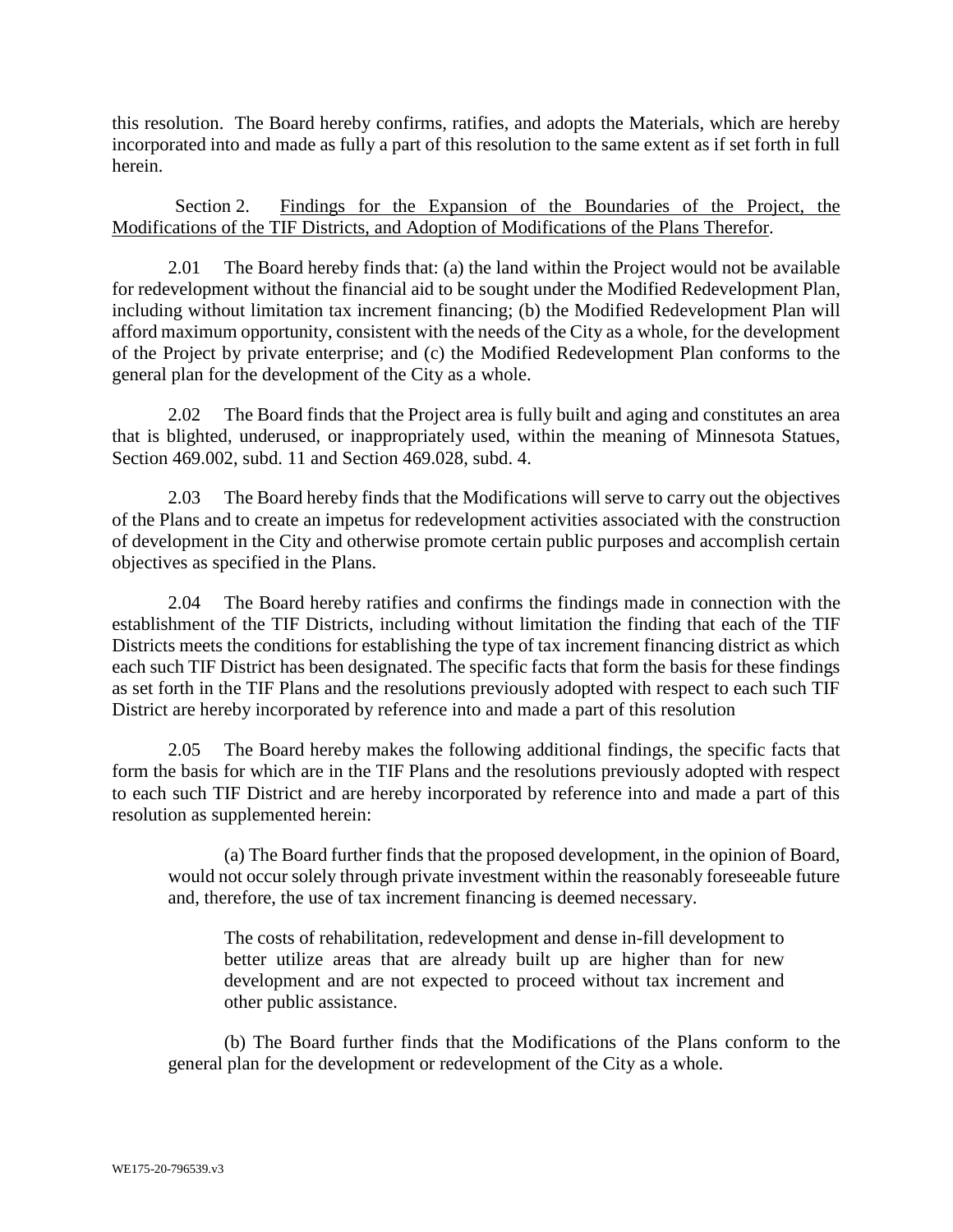this resolution. The Board hereby confirms, ratifies, and adopts the Materials, which are hereby incorporated into and made as fully a part of this resolution to the same extent as if set forth in full herein.

Section 2. Findings for the Expansion of the Boundaries of the Project, the Modifications of the TIF Districts, and Adoption of Modifications of the Plans Therefor.

2.01 The Board hereby finds that: (a) the land within the Project would not be available for redevelopment without the financial aid to be sought under the Modified Redevelopment Plan, including without limitation tax increment financing; (b) the Modified Redevelopment Plan will afford maximum opportunity, consistent with the needs of the City as a whole, for the development of the Project by private enterprise; and (c) the Modified Redevelopment Plan conforms to the general plan for the development of the City as a whole.

2.02 The Board finds that the Project area is fully built and aging and constitutes an area that is blighted, underused, or inappropriately used, within the meaning of Minnesota Statues, Section 469.002, subd. 11 and Section 469.028, subd. 4.

2.03 The Board hereby finds that the Modifications will serve to carry out the objectives of the Plans and to create an impetus for redevelopment activities associated with the construction of development in the City and otherwise promote certain public purposes and accomplish certain objectives as specified in the Plans.

2.04 The Board hereby ratifies and confirms the findings made in connection with the establishment of the TIF Districts, including without limitation the finding that each of the TIF Districts meets the conditions for establishing the type of tax increment financing district as which each such TIF District has been designated. The specific facts that form the basis for these findings as set forth in the TIF Plans and the resolutions previously adopted with respect to each such TIF District are hereby incorporated by reference into and made a part of this resolution

2.05 The Board hereby makes the following additional findings, the specific facts that form the basis for which are in the TIF Plans and the resolutions previously adopted with respect to each such TIF District and are hereby incorporated by reference into and made a part of this resolution as supplemented herein:

(a) The Board further finds that the proposed development, in the opinion of Board, would not occur solely through private investment within the reasonably foreseeable future and, therefore, the use of tax increment financing is deemed necessary.

> The costs of rehabilitation, redevelopment and dense in-fill development to better utilize areas that are already built up are higher than for new development and are not expected to proceed without tax increment and other public assistance.

(b) The Board further finds that the Modifications of the Plans conform to the general plan for the development or redevelopment of the City as a whole.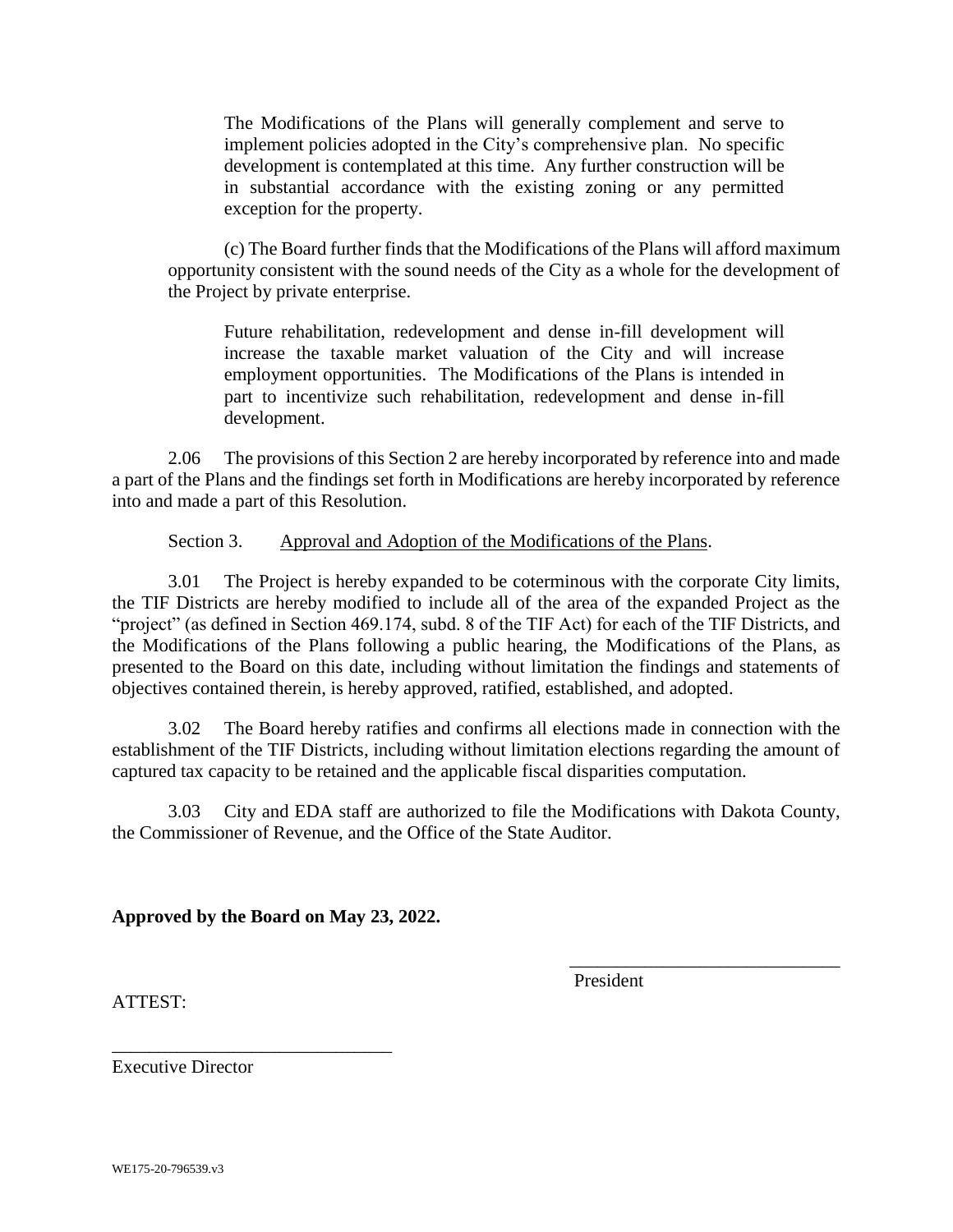The Modifications of the Plans will generally complement and serve to implement policies adopted in the City's comprehensive plan. No specific development is contemplated at this time. Any further construction will be in substantial accordance with the existing zoning or any permitted exception for the property.

(c) The Board further finds that the Modifications of the Plans will afford maximum opportunity consistent with the sound needs of the City as a whole for the development of the Project by private enterprise.

Future rehabilitation, redevelopment and dense in-fill development will increase the taxable market valuation of the City and will increase employment opportunities. The Modifications of the Plans is intended in part to incentivize such rehabilitation, redevelopment and dense in-fill development.

2.06 The provisions of this Section 2 are hereby incorporated by reference into and made a part of the Plans and the findings set forth in Modifications are hereby incorporated by reference into and made a part of this Resolution.

Section 3. Approval and Adoption of the Modifications of the Plans.

3.01 The Project is hereby expanded to be coterminous with the corporate City limits, the TIF Districts are hereby modified to include all of the area of the expanded Project as the "project" (as defined in Section 469.174, subd. 8 of the TIF Act) for each of the TIF Districts, and the Modifications of the Plans following a public hearing, the Modifications of the Plans, as presented to the Board on this date, including without limitation the findings and statements of objectives contained therein, is hereby approved, ratified, established, and adopted.

3.02 The Board hereby ratifies and confirms all elections made in connection with the establishment of the TIF Districts, including without limitation elections regarding the amount of captured tax capacity to be retained and the applicable fiscal disparities computation.

3.03 City and EDA staff are authorized to file the Modifications with Dakota County, the Commissioner of Revenue, and the Office of the State Auditor.

**Approved by the Board on May 23, 2022.**

\_\_\_\_\_\_\_\_\_\_\_\_\_\_\_\_\_\_\_\_\_\_\_\_\_\_\_\_\_\_
President

ATTEST:

\_\_\_\_\_\_\_\_\_\_\_\_\_\_\_\_\_\_\_\_\_\_\_\_\_\_\_\_\_\_
Executive Director

WE175-20-796539.v3